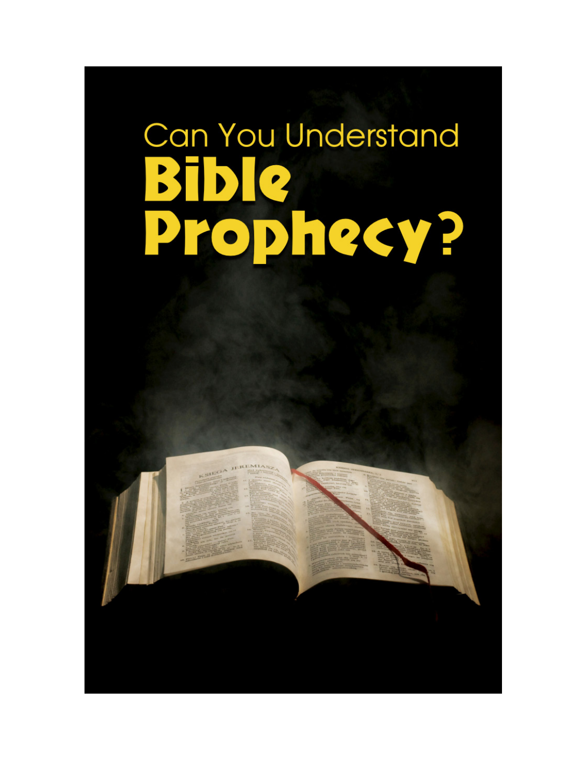# Can You Understand Bible Prophecy?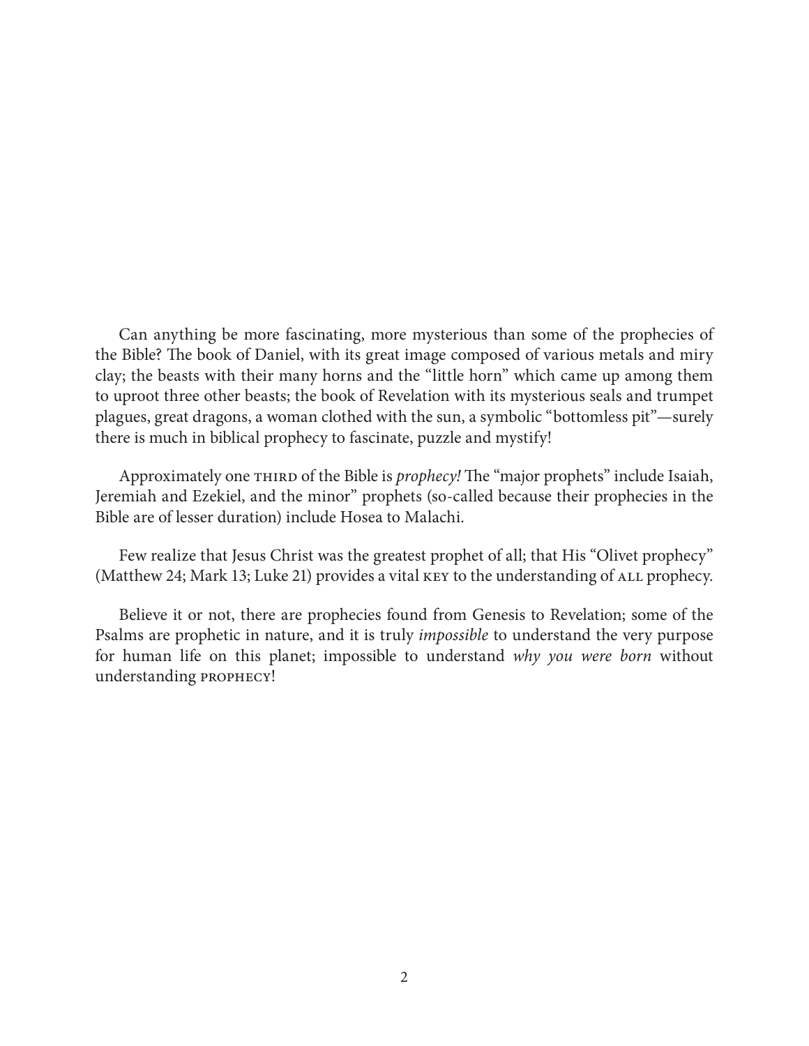Can anything be more fascinating, more mysterious than some of the prophecies of the Bible? The book of Daniel, with its great image composed of various metals and miry clay; the beasts with their many horns and the "little horn" which came up among them to uproot three other beasts; the book of Revelation with its mysterious seals and trumpet plagues, great dragons, a woman clothed with the sun, a symbolic "bottomless pit"—surely there is much in biblical prophecy to fascinate, puzzle and mystify!

Approximately one THIRD of the Bible is *prophecy!* The "major prophets" include Isaiah, Jeremiah and Ezekiel, and the minor" prophets (so-called because their prophecies in the Bible are of lesser duration) include Hosea to Malachi.

Few realize that Jesus Christ was the greatest prophet of all; that His "Olivet prophecy" (Matthew 24; Mark 13; Luke 21) provides a vital KEY to the understanding of ALL prophecy.

Believe it or not, there are prophecies found from Genesis to Revelation; some of the Psalms are prophetic in nature, and it is truly *impossible* to understand the very purpose for human life on this planet; impossible to understand *why you were born* without understanding PROPHECY!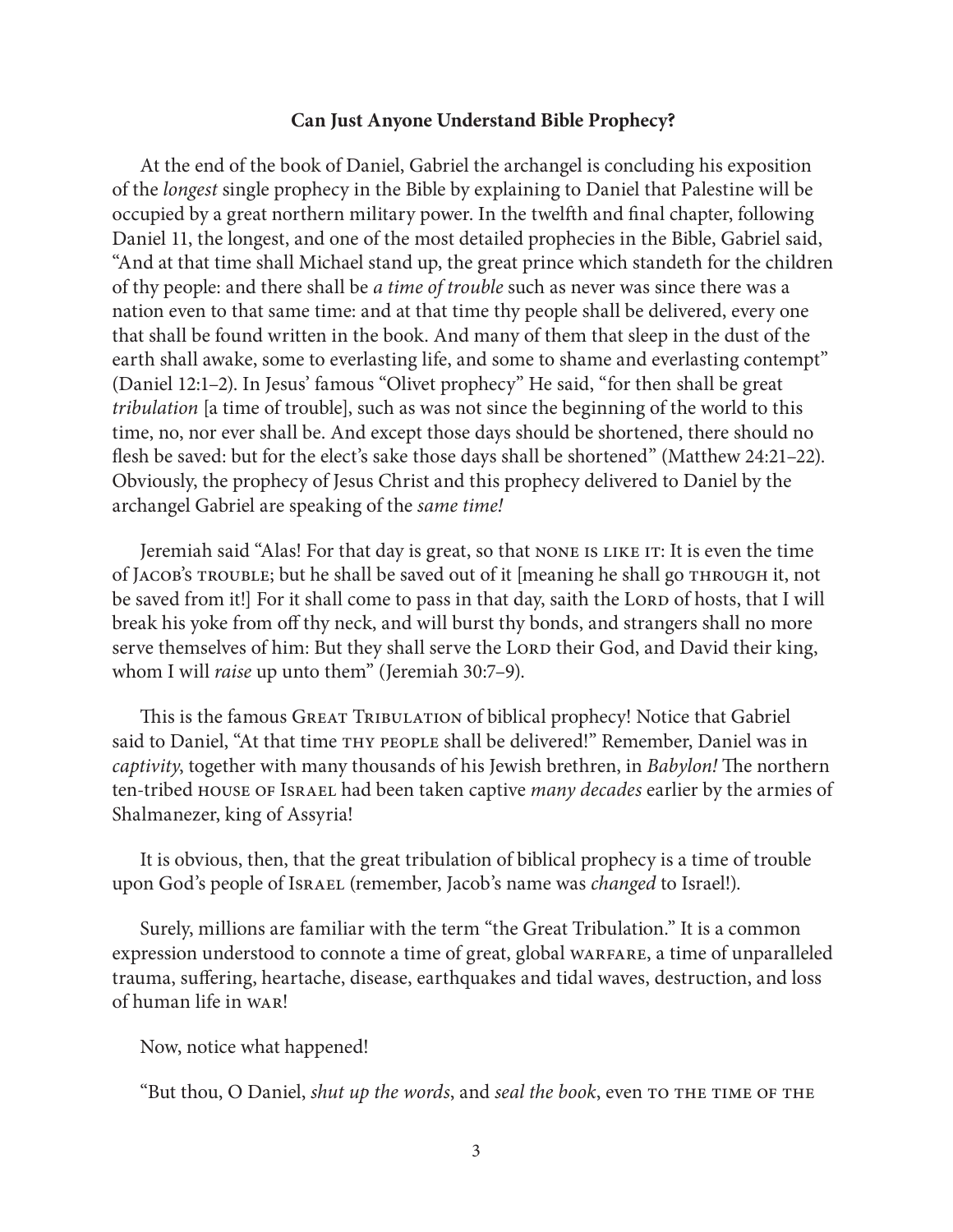### Can Just Anyone Understand Bible Prophecy?

At the end of the book of Daniel, Gabriel the archangel is concluding his exposition of the *longest* single prophecy in the Bible by explaining to Daniel that Palestine will be occupied by a great northern military power. In the twelfth and final chapter, following Daniel 11, the longest, and one of the most detailed prophecies in the Bible, Gabriel said, "And at that time shall Michael stand up, the great prince which standeth for the children of thy people: and there shall be *a time of trouble* such as never was since there was a nation even to that same time: and at that time thy people shall be delivered, every one that shall be found written in the book. And many of them that sleep in the dust of the earth shall awake, some to everlasting life, and some to shame and everlasting contempt" (Daniel 12:1–2). In Jesus' famous "Olivet prophecy" He said, "for then shall be great *tribulation* [a time of trouble], such as was not since the beginning of the world to this time, no, nor ever shall be. And except those days should be shortened, there should no flesh be saved: but for the elect's sake those days shall be shortened" (Matthew 24:21–22). Obviously, the prophecy of Jesus Christ and this prophecy delivered to Daniel by the archangel Gabriel are speaking of the *same time!*

Jeremiah said "Alas! For that day is great, so that NONE IS LIKE IT: It is even the time of JACOB'S TROUBLE; but he shall be saved out of it [meaning he shall go THROUGH it, not be saved from it!] For it shall come to pass in that day, saith the LORD of hosts, that I will break his yoke from off thy neck, and will burst thy bonds, and strangers shall no more serve themselves of him: But they shall serve the LORD their God, and David their king, whom I will *raise* up unto them" (Jeremiah 30:7–9).

This is the famous GREAT TRIBULATION of biblical prophecy! Notice that Gabriel said to Daniel, "At that time THY PEOPLE shall be delivered!" Remember, Daniel was in *captivity*, together with many thousands of his Jewish brethren, in *Babylon!* The northern ten-tribed HOUSE OF ISRAEL had been taken captive *many decades* earlier by the armies of Shalmanezer, king of Assyria!

It is obvious, then, that the great tribulation of biblical prophecy is a time of trouble upon God's people of ISRAEL (remember, Jacob's name was *changed* to Israel!).

Surely, millions are familiar with the term "the Great Tribulation." It is a common expression understood to connote a time of great, global WARFARE, a time of unparalleled trauma, suffering, heartache, disease, earthquakes and tidal waves, destruction, and loss of human life in WAR!

Now, notice what happened!

"But thou, O Daniel, *shut up the words*, and *seal the book*, even TO THE TIME OF THE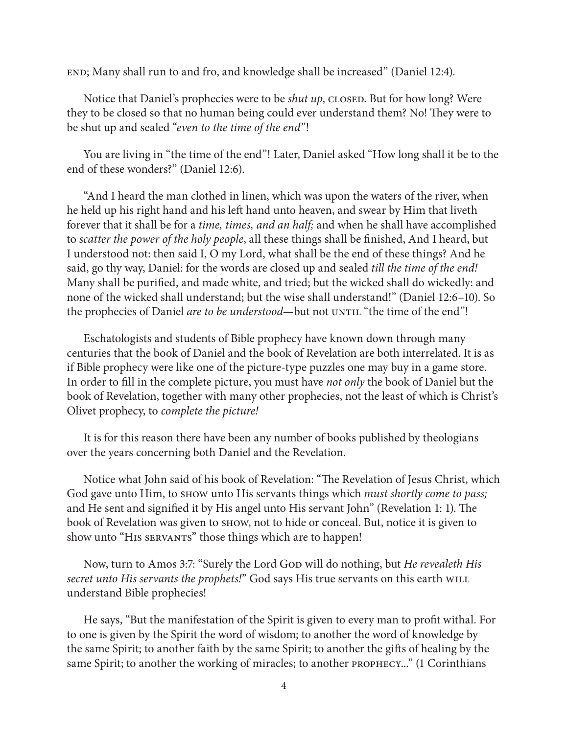END; Many shall run to and fro, and knowledge shall be increased" (Daniel 12:4).

Notice that Daniel's prophecies were to be *shut up*, CLOSED. But for how long? Were they to be closed so that no human being could ever understand them? No! They were to be shut up and sealed "*even to the time of the end*"!

You are living in "the time of the end"! Later, Daniel asked "How long shall it be to the end of these wonders?" (Daniel 12:6).

"And I heard the man clothed in linen, which was upon the waters of the river, when he held up his right hand and his left hand unto heaven, and swear by Him that liveth forever that it shall be for a *time, times, and an half;* and when he shall have accomplished to *scatter the power of the holy people*, all these things shall be finished, And I heard, but I understood not: then said I, O my Lord, what shall be the end of these things? And he said, go thy way, Daniel: for the words are closed up and sealed *till the time of the end!* Many shall be purified, and made white, and tried; but the wicked shall do wickedly: and none of the wicked shall understand; but the wise shall understand!" (Daniel 12:6–10). So the prophecies of Daniel *are to be understood*—but not UNTIL "the time of the end"!

Eschatologists and students of Bible prophecy have known down through many centuries that the book of Daniel and the book of Revelation are both interrelated. It is as if Bible prophecy were like one of the picture-type puzzles one may buy in a game store. In order to fill in the complete picture, you must have *not only* the book of Daniel but the book of Revelation, together with many other prophecies, not the least of which is Christ's Olivet prophecy, to *complete the picture!*

It is for this reason there have been any number of books published by theologians over the years concerning both Daniel and the Revelation.

Notice what John said of his book of Revelation: "The Revelation of Jesus Christ, which God gave unto Him, to SHOW unto His servants things which *must shortly come to pass;* and He sent and signified it by His angel unto His servant John" (Revelation 1: 1). The book of Revelation was given to SHOW, not to hide or conceal. But, notice it is given to show unto "HIS SERVANTS" those things which are to happen!

Now, turn to Amos 3:7: "Surely the Lord GOD will do nothing, but *He revealeth His secret unto His servants the prophets!*" God says His true servants on this earth WILL understand Bible prophecies!

He says, "But the manifestation of the Spirit is given to every man to profit withal. For to one is given by the Spirit the word of wisdom; to another the word of knowledge by the same Spirit; to another faith by the same Spirit; to another the gifts of healing by the same Spirit; to another the working of miracles; to another PROPHECY..." (1 Corinthians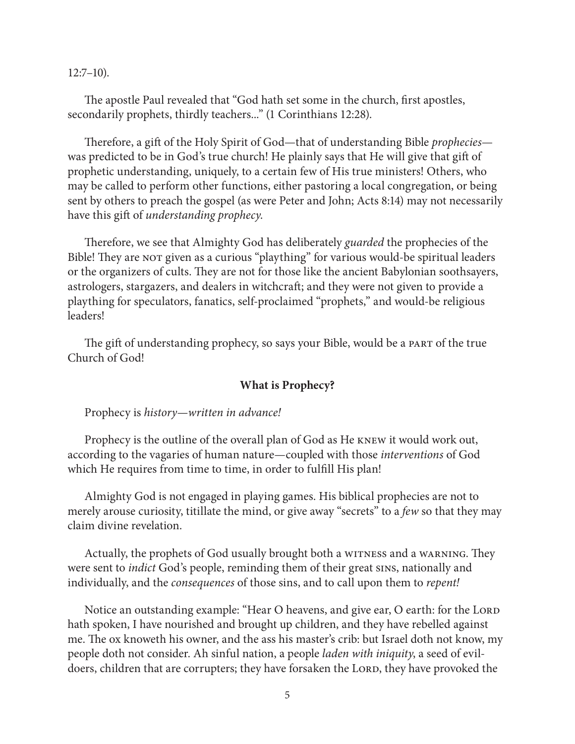12:7–10).

The apostle Paul revealed that "God hath set some in the church, first apostles, secondarily prophets, thirdly teachers..." (1 Corinthians 12:28).

Therefore, a gift of the Holy Spirit of God—that of understanding Bible *prophecies*—was predicted to be in God's true church! He plainly says that He will give that gift of prophetic understanding, uniquely, to a certain few of His true ministers! Others, who may be called to perform other functions, either pastoring a local congregation, or being sent by others to preach the gospel (as were Peter and John; Acts 8:14) may not necessarily have this gift of *understanding prophecy.*

Therefore, we see that Almighty God has deliberately *guarded* the prophecies of the Bible! They are NOT given as a curious "plaything" for various would-be spiritual leaders or the organizers of cults. They are not for those like the ancient Babylonian soothsayers, astrologers, stargazers, and dealers in witchcraft; and they were not given to provide a plaything for speculators, fanatics, self-proclaimed "prophets," and would-be religious leaders!

The gift of understanding prophecy, so says your Bible, would be a PART of the true Church of God!

### What is Prophecy?

Prophecy is *history—written in advance!*

Prophecy is the outline of the overall plan of God as He KNEW it would work out, according to the vagaries of human nature—coupled with those *interventions* of God which He requires from time to time, in order to fulfill His plan!

Almighty God is not engaged in playing games. His biblical prophecies are not to merely arouse curiosity, titillate the mind, or give away "secrets" to a *few* so that they may claim divine revelation.

Actually, the prophets of God usually brought both a WITNESS and a WARNING. They were sent to *indict* God's people, reminding them of their great SINS, nationally and individually, and the *consequences* of those sins, and to call upon them to *repent!*

Notice an outstanding example: "Hear O heavens, and give ear, O earth: for the LORD hath spoken, I have nourished and brought up children, and they have rebelled against me. The ox knoweth his owner, and the ass his master's crib: but Israel doth not know, my people doth not consider. Ah sinful nation, a people *laden with iniquity*, a seed of evil-doers, children that are corrupters; they have forsaken the LORD, they have provoked the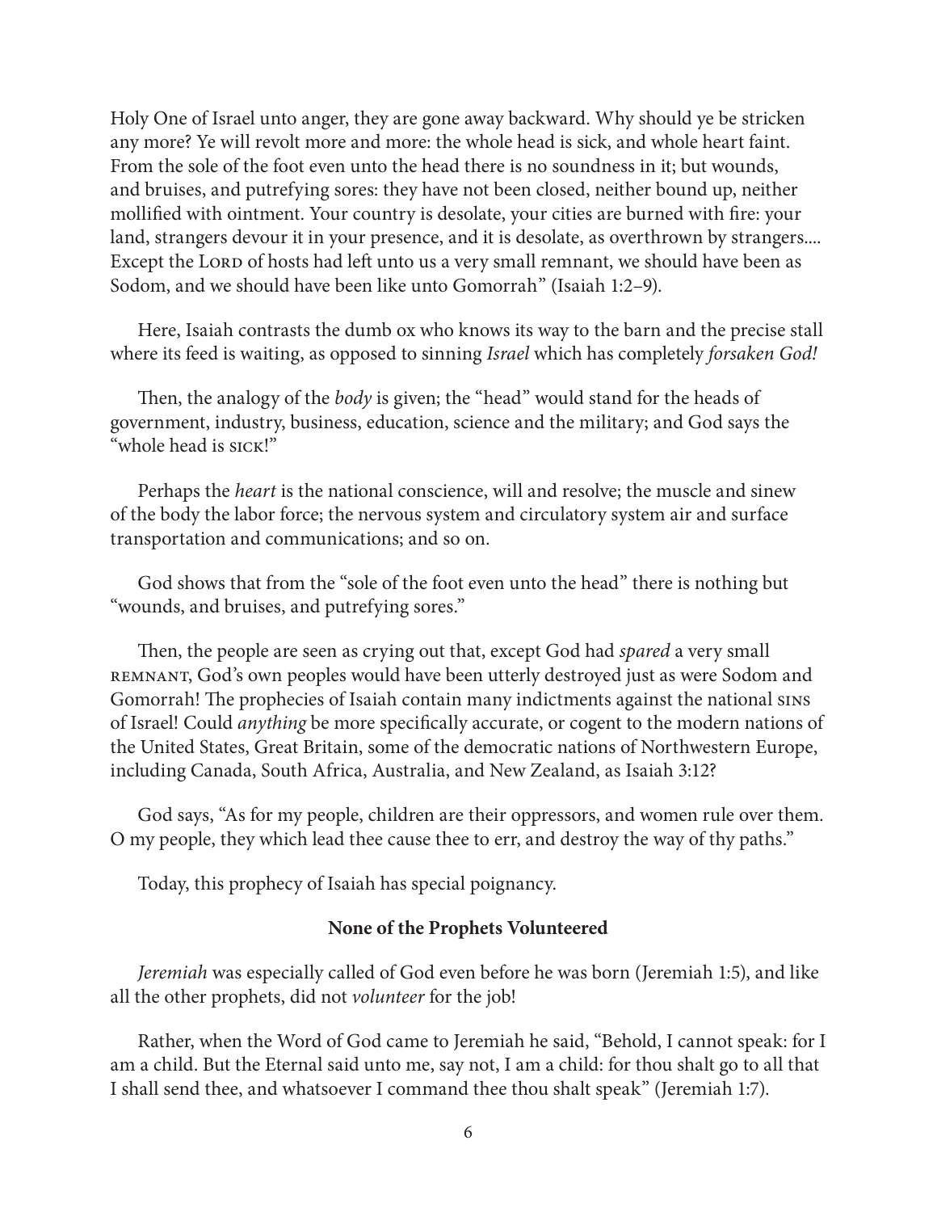Holy One of Israel unto anger, they are gone away backward. Why should ye be stricken any more? Ye will revolt more and more: the whole head is sick, and whole heart faint. From the sole of the foot even unto the head there is no soundness in it; but wounds, and bruises, and putrefying sores: they have not been closed, neither bound up, neither mollified with ointment. Your country is desolate, your cities are burned with fire: your land, strangers devour it in your presence, and it is desolate, as overthrown by strangers.... Except the LORD of hosts had left unto us a very small remnant, we should have been as Sodom, and we should have been like unto Gomorrah" (Isaiah 1:2–9).

Here, Isaiah contrasts the dumb ox who knows its way to the barn and the precise stall where its feed is waiting, as opposed to sinning *Israel* which has completely *forsaken God!*

Then, the analogy of the *body* is given; the "head" would stand for the heads of government, industry, business, education, science and the military; and God says the "whole head is SICK!"

Perhaps the *heart* is the national conscience, will and resolve; the muscle and sinew of the body the labor force; the nervous system and circulatory system air and surface transportation and communications; and so on.

God shows that from the "sole of the foot even unto the head" there is nothing but "wounds, and bruises, and putrefying sores."

Then, the people are seen as crying out that, except God had *spared* a very small REMNANT, God's own peoples would have been utterly destroyed just as were Sodom and Gomorrah! The prophecies of Isaiah contain many indictments against the national SINS of Israel! Could *anything* be more specifically accurate, or cogent to the modern nations of the United States, Great Britain, some of the democratic nations of Northwestern Europe, including Canada, South Africa, Australia, and New Zealand, as Isaiah 3:12?

God says, "As for my people, children are their oppressors, and women rule over them. O my people, they which lead thee cause thee to err, and destroy the way of thy paths."

Today, this prophecy of Isaiah has special poignancy.

### None of the Prophets Volunteered

*Jeremiah* was especially called of God even before he was born (Jeremiah 1:5), and like all the other prophets, did not *volunteer* for the job!

Rather, when the Word of God came to Jeremiah he said, "Behold, I cannot speak: for I am a child. But the Eternal said unto me, say not, I am a child: for thou shalt go to all that I shall send thee, and whatsoever I command thee thou shalt speak" (Jeremiah 1:7).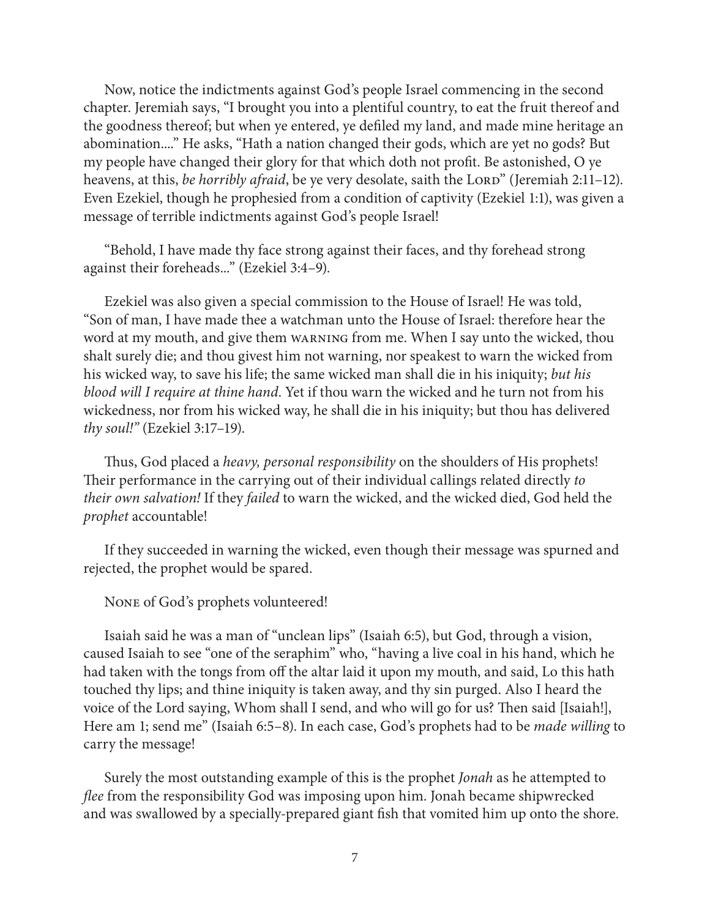Now, notice the indictments against God's people Israel commencing in the second chapter. Jeremiah says, "I brought you into a plentiful country, to eat the fruit thereof and the goodness thereof; but when ye entered, ye defiled my land, and made mine heritage an abomination...." He asks, "Hath a nation changed their gods, which are yet no gods? But my people have changed their glory for that which doth not profit. Be astonished, O ye heavens, at this, *be horribly afraid*, be ye very desolate, saith the LORD" (Jeremiah 2:11–12). Even Ezekiel, though he prophesied from a condition of captivity (Ezekiel 1:1), was given a message of terrible indictments against God's people Israel!

"Behold, I have made thy face strong against their faces, and thy forehead strong against their foreheads..." (Ezekiel 3:4–9).

Ezekiel was also given a special commission to the House of Israel! He was told, "Son of man, I have made thee a watchman unto the House of Israel: therefore hear the word at my mouth, and give them WARNING from me. When I say unto the wicked, thou shalt surely die; and thou givest him not warning, nor speakest to warn the wicked from his wicked way, to save his life; the same wicked man shall die in his iniquity; *but his blood will I require at thine hand*. Yet if thou warn the wicked and he turn not from his wickedness, nor from his wicked way, he shall die in his iniquity; but thou has delivered *thy soul!*" (Ezekiel 3:17–19).

Thus, God placed a *heavy, personal responsibility* on the shoulders of His prophets! Their performance in the carrying out of their individual callings related directly *to their own salvation!* If they *failed* to warn the wicked, and the wicked died, God held the *prophet* accountable!

If they succeeded in warning the wicked, even though their message was spurned and rejected, the prophet would be spared.

NONE of God's prophets volunteered!

Isaiah said he was a man of "unclean lips" (Isaiah 6:5), but God, through a vision, caused Isaiah to see "one of the seraphim" who, "having a live coal in his hand, which he had taken with the tongs from off the altar laid it upon my mouth, and said, Lo this hath touched thy lips; and thine iniquity is taken away, and thy sin purged. Also I heard the voice of the Lord saying, Whom shall I send, and who will go for us? Then said [Isaiah!], Here am 1; send me" (Isaiah 6:5–8). In each case, God's prophets had to be *made willing* to carry the message!

Surely the most outstanding example of this is the prophet *Jonah* as he attempted to *flee* from the responsibility God was imposing upon him. Jonah became shipwrecked and was swallowed by a specially-prepared giant fish that vomited him up onto the shore.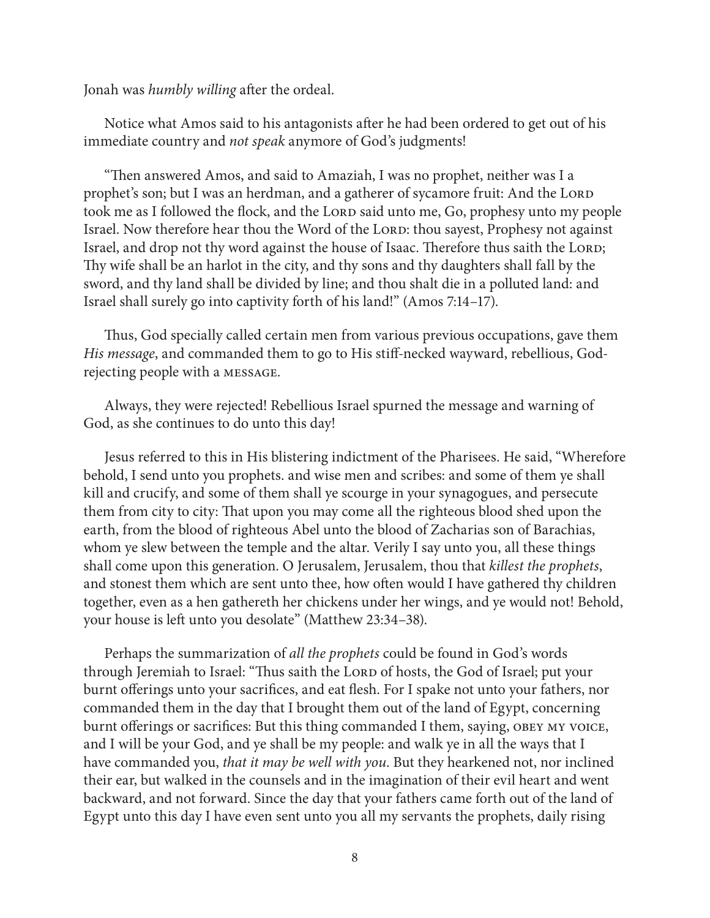Jonah was *humbly willing* after the ordeal.

Notice what Amos said to his antagonists after he had been ordered to get out of his immediate country and *not speak* anymore of God's judgments!

"Then answered Amos, and said to Amaziah, I was no prophet, neither was I a prophet's son; but I was an herdman, and a gatherer of sycamore fruit: And the Lord took me as I followed the flock, and the Lord said unto me, Go, prophesy unto my people Israel. Now therefore hear thou the Word of the Lord: thou sayest, Prophesy not against Israel, and drop not thy word against the house of Isaac. Therefore thus saith the Lord; Thy wife shall be an harlot in the city, and thy sons and thy daughters shall fall by the sword, and thy land shall be divided by line; and thou shalt die in a polluted land: and Israel shall surely go into captivity forth of his land!" (Amos 7:14–17).

Thus, God specially called certain men from various previous occupations, gave them *His message*, and commanded them to go to His stiff-necked wayward, rebellious, God-rejecting people with a MESSAGE.

Always, they were rejected! Rebellious Israel spurned the message and warning of God, as she continues to do unto this day!

Jesus referred to this in His blistering indictment of the Pharisees. He said, "Wherefore behold, I send unto you prophets. and wise men and scribes: and some of them ye shall kill and crucify, and some of them shall ye scourge in your synagogues, and persecute them from city to city: That upon you may come all the righteous blood shed upon the earth, from the blood of righteous Abel unto the blood of Zacharias son of Barachias, whom ye slew between the temple and the altar. Verily I say unto you, all these things shall come upon this generation. O Jerusalem, Jerusalem, thou that *killest the prophets*, and stonest them which are sent unto thee, how often would I have gathered thy children together, even as a hen gathereth her chickens under her wings, and ye would not! Behold, your house is left unto you desolate" (Matthew 23:34–38).

Perhaps the summarization of *all the prophets* could be found in God's words through Jeremiah to Israel: "Thus saith the Lord of hosts, the God of Israel; put your burnt offerings unto your sacrifices, and eat flesh. For I spake not unto your fathers, nor commanded them in the day that I brought them out of the land of Egypt, concerning burnt offerings or sacrifices: But this thing commanded I them, saying, OBEY MY VOICE, and I will be your God, and ye shall be my people: and walk ye in all the ways that I have commanded you, *that it may be well with you*. But they hearkened not, nor inclined their ear, but walked in the counsels and in the imagination of their evil heart and went backward, and not forward. Since the day that your fathers came forth out of the land of Egypt unto this day I have even sent unto you all my servants the prophets, daily rising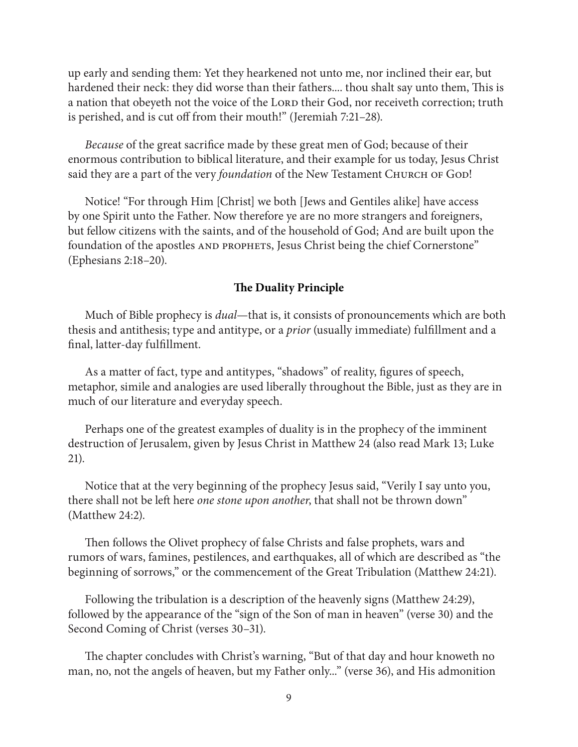up early and sending them: Yet they hearkened not unto me, nor inclined their ear, but hardened their neck: they did worse than their fathers.... thou shalt say unto them, This is a nation that obeyeth not the voice of the LORD their God, nor receiveth correction; truth is perished, and is cut off from their mouth!" (Jeremiah 7:21–28).

*Because* of the great sacrifice made by these great men of God; because of their enormous contribution to biblical literature, and their example for us today, Jesus Christ said they are a part of the very *foundation* of the New Testament CHURCH OF GOD!

Notice! "For through Him [Christ] we both [Jews and Gentiles alike] have access by one Spirit unto the Father. Now therefore ye are no more strangers and foreigners, but fellow citizens with the saints, and of the household of God; And are built upon the foundation of the apostles AND PROPHETS, Jesus Christ being the chief Cornerstone" (Ephesians 2:18–20).

### The Duality Principle

Much of Bible prophecy is *dual*—that is, it consists of pronouncements which are both thesis and antithesis; type and antitype, or a *prior* (usually immediate) fulfillment and a final, latter-day fulfillment.

As a matter of fact, type and antitypes, "shadows" of reality, figures of speech, metaphor, simile and analogies are used liberally throughout the Bible, just as they are in much of our literature and everyday speech.

Perhaps one of the greatest examples of duality is in the prophecy of the imminent destruction of Jerusalem, given by Jesus Christ in Matthew 24 (also read Mark 13; Luke 21).

Notice that at the very beginning of the prophecy Jesus said, "Verily I say unto you, there shall not be left here *one stone upon another*, that shall not be thrown down" (Matthew 24:2).

Then follows the Olivet prophecy of false Christs and false prophets, wars and rumors of wars, famines, pestilences, and earthquakes, all of which are described as "the beginning of sorrows," or the commencement of the Great Tribulation (Matthew 24:21).

Following the tribulation is a description of the heavenly signs (Matthew 24:29), followed by the appearance of the "sign of the Son of man in heaven" (verse 30) and the Second Coming of Christ (verses 30–31).

The chapter concludes with Christ's warning, "But of that day and hour knoweth no man, no, not the angels of heaven, but my Father only..." (verse 36), and His admonition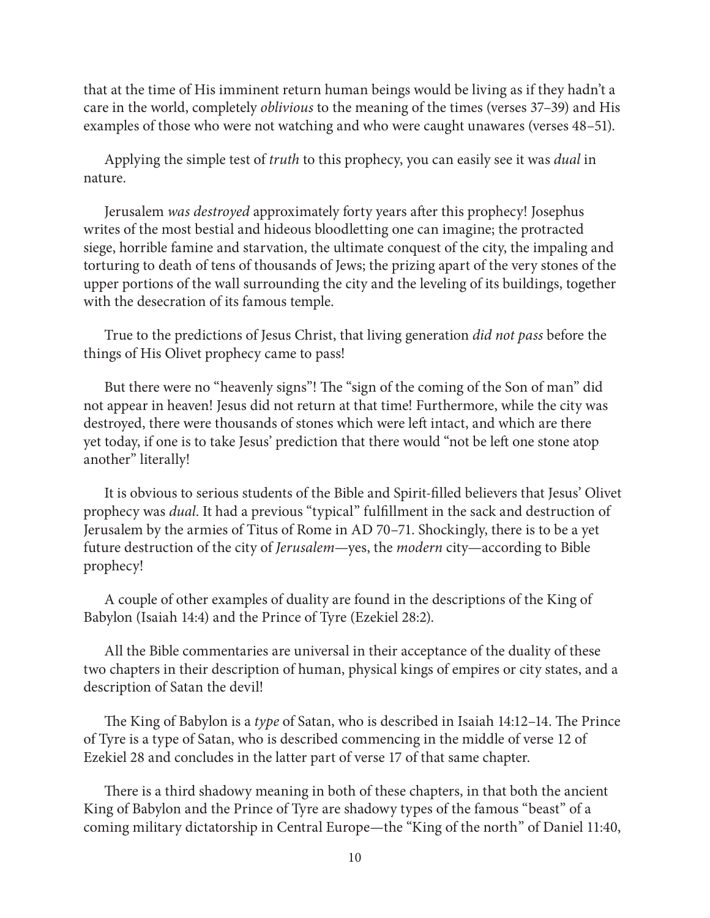that at the time of His imminent return human beings would be living as if they hadn't a care in the world, completely *oblivious* to the meaning of the times (verses 37–39) and His examples of those who were not watching and who were caught unawares (verses 48–51).

Applying the simple test of *truth* to this prophecy, you can easily see it was *dual* in nature.

Jerusalem *was destroyed* approximately forty years after this prophecy! Josephus writes of the most bestial and hideous bloodletting one can imagine; the protracted siege, horrible famine and starvation, the ultimate conquest of the city, the impaling and torturing to death of tens of thousands of Jews; the prizing apart of the very stones of the upper portions of the wall surrounding the city and the leveling of its buildings, together with the desecration of its famous temple.

True to the predictions of Jesus Christ, that living generation *did not pass* before the things of His Olivet prophecy came to pass!

But there were no "heavenly signs"! The "sign of the coming of the Son of man" did not appear in heaven! Jesus did not return at that time! Furthermore, while the city was destroyed, there were thousands of stones which were left intact, and which are there yet today, if one is to take Jesus' prediction that there would "not be left one stone atop another" literally!

It is obvious to serious students of the Bible and Spirit-filled believers that Jesus' Olivet prophecy was *dual*. It had a previous "typical" fulfillment in the sack and destruction of Jerusalem by the armies of Titus of Rome in AD 70–71. Shockingly, there is to be a yet future destruction of the city of *Jerusalem*—yes, the *modern* city—according to Bible prophecy!

A couple of other examples of duality are found in the descriptions of the King of Babylon (Isaiah 14:4) and the Prince of Tyre (Ezekiel 28:2).

All the Bible commentaries are universal in their acceptance of the duality of these two chapters in their description of human, physical kings of empires or city states, and a description of Satan the devil!

The King of Babylon is a *type* of Satan, who is described in Isaiah 14:12–14. The Prince of Tyre is a type of Satan, who is described commencing in the middle of verse 12 of Ezekiel 28 and concludes in the latter part of verse 17 of that same chapter.

There is a third shadowy meaning in both of these chapters, in that both the ancient King of Babylon and the Prince of Tyre are shadowy types of the famous "beast" of a coming military dictatorship in Central Europe—the "King of the north" of Daniel 11:40,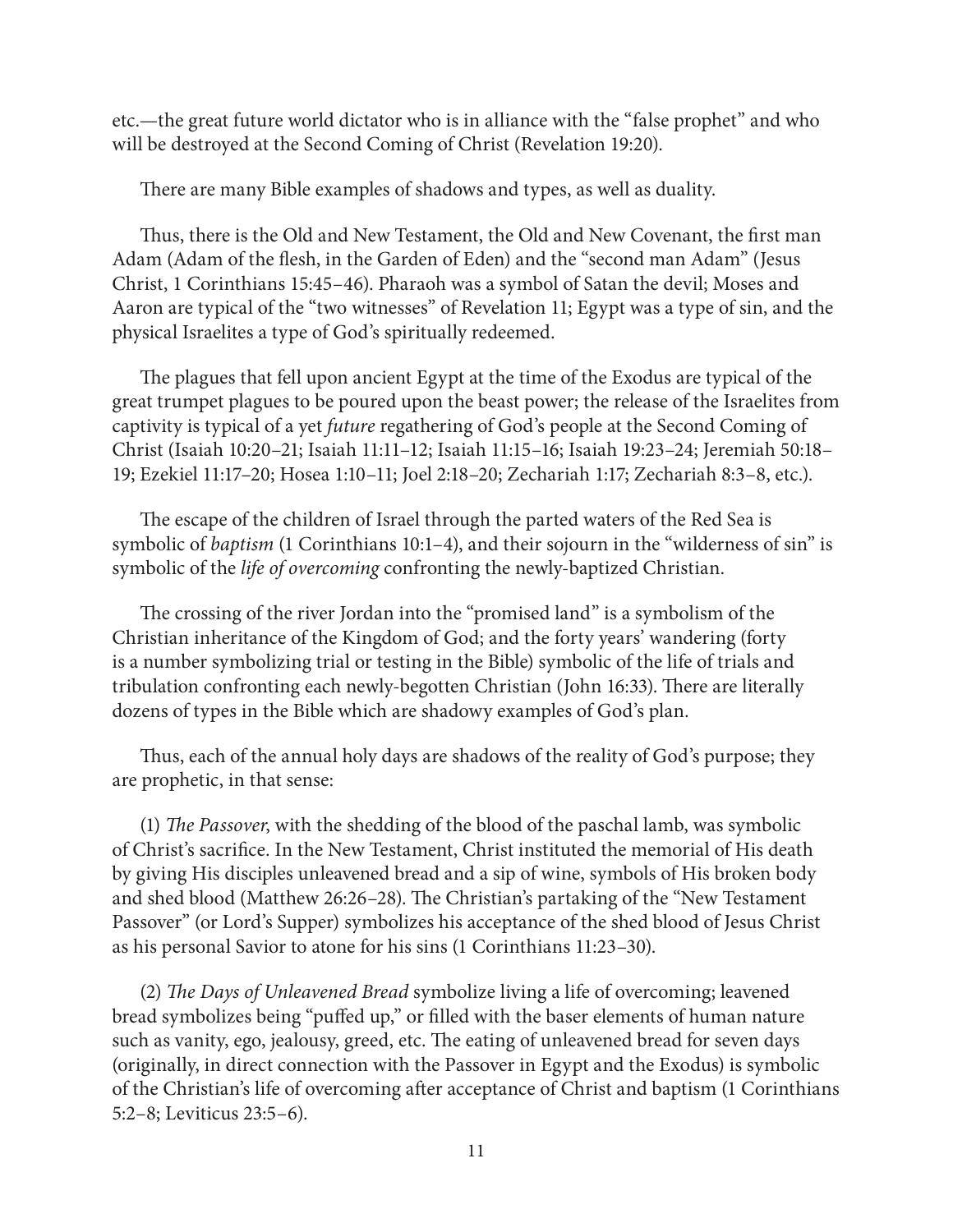etc.—the great future world dictator who is in alliance with the "false prophet" and who will be destroyed at the Second Coming of Christ (Revelation 19:20).

There are many Bible examples of shadows and types, as well as duality.

Thus, there is the Old and New Testament, the Old and New Covenant, the first man Adam (Adam of the flesh, in the Garden of Eden) and the "second man Adam" (Jesus Christ, 1 Corinthians 15:45–46). Pharaoh was a symbol of Satan the devil; Moses and Aaron are typical of the "two witnesses" of Revelation 11; Egypt was a type of sin, and the physical Israelites a type of God's spiritually redeemed.

The plagues that fell upon ancient Egypt at the time of the Exodus are typical of the great trumpet plagues to be poured upon the beast power; the release of the Israelites from captivity is typical of a yet *future* regathering of God's people at the Second Coming of Christ (Isaiah 10:20–21; Isaiah 11:11–12; Isaiah 11:15–16; Isaiah 19:23–24; Jeremiah 50:18–19; Ezekiel 11:17–20; Hosea 1:10–11; Joel 2:18–20; Zechariah 1:17; Zechariah 8:3–8, etc.).

The escape of the children of Israel through the parted waters of the Red Sea is symbolic of *baptism* (1 Corinthians 10:1–4), and their sojourn in the "wilderness of sin" is symbolic of the *life of overcoming* confronting the newly-baptized Christian.

The crossing of the river Jordan into the "promised land" is a symbolism of the Christian inheritance of the Kingdom of God; and the forty years' wandering (forty is a number symbolizing trial or testing in the Bible) symbolic of the life of trials and tribulation confronting each newly-begotten Christian (John 16:33). There are literally dozens of types in the Bible which are shadowy examples of God's plan.

Thus, each of the annual holy days are shadows of the reality of God's purpose; they are prophetic, in that sense:

(1) *The Passover*, with the shedding of the blood of the paschal lamb, was symbolic of Christ's sacrifice. In the New Testament, Christ instituted the memorial of His death by giving His disciples unleavened bread and a sip of wine, symbols of His broken body and shed blood (Matthew 26:26–28). The Christian's partaking of the "New Testament Passover" (or Lord's Supper) symbolizes his acceptance of the shed blood of Jesus Christ as his personal Savior to atone for his sins (1 Corinthians 11:23–30).

(2) *The Days of Unleavened Bread* symbolize living a life of overcoming; leavened bread symbolizes being "puffed up," or filled with the baser elements of human nature such as vanity, ego, jealousy, greed, etc. The eating of unleavened bread for seven days (originally, in direct connection with the Passover in Egypt and the Exodus) is symbolic of the Christian's life of overcoming after acceptance of Christ and baptism (1 Corinthians 5:2–8; Leviticus 23:5–6).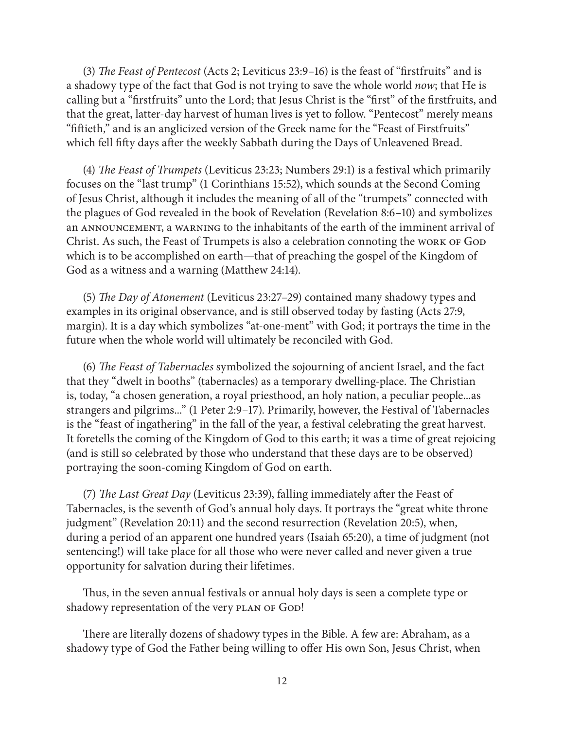(3) *The Feast of Pentecost* (Acts 2; Leviticus 23:9–16) is the feast of "firstfruits" and is a shadowy type of the fact that God is not trying to save the whole world *now*; that He is calling but a "firstfruits" unto the Lord; that Jesus Christ is the "first" of the firstfruits, and that the great, latter-day harvest of human lives is yet to follow. "Pentecost" merely means "fiftieth," and is an anglicized version of the Greek name for the "Feast of Firstfruits" which fell fifty days after the weekly Sabbath during the Days of Unleavened Bread.

(4) *The Feast of Trumpets* (Leviticus 23:23; Numbers 29:1) is a festival which primarily focuses on the "last trump" (1 Corinthians 15:52), which sounds at the Second Coming of Jesus Christ, although it includes the meaning of all of the "trumpets" connected with the plagues of God revealed in the book of Revelation (Revelation 8:6–10) and symbolizes an ANNOUNCEMENT, a WARNING to the inhabitants of the earth of the imminent arrival of Christ. As such, the Feast of Trumpets is also a celebration connoting the WORK OF GOD which is to be accomplished on earth—that of preaching the gospel of the Kingdom of God as a witness and a warning (Matthew 24:14).

(5) *The Day of Atonement* (Leviticus 23:27–29) contained many shadowy types and examples in its original observance, and is still observed today by fasting (Acts 27:9, margin). It is a day which symbolizes "at-one-ment" with God; it portrays the time in the future when the whole world will ultimately be reconciled with God.

(6) *The Feast of Tabernacles* symbolized the sojourning of ancient Israel, and the fact that they "dwelt in booths" (tabernacles) as a temporary dwelling-place. The Christian is, today, "a chosen generation, a royal priesthood, an holy nation, a peculiar people...as strangers and pilgrims..." (1 Peter 2:9–17). Primarily, however, the Festival of Tabernacles is the "feast of ingathering" in the fall of the year, a festival celebrating the great harvest. It foretells the coming of the Kingdom of God to this earth; it was a time of great rejoicing (and is still so celebrated by those who understand that these days are to be observed) portraying the soon-coming Kingdom of God on earth.

(7) *The Last Great Day* (Leviticus 23:39), falling immediately after the Feast of Tabernacles, is the seventh of God's annual holy days. It portrays the "great white throne judgment" (Revelation 20:11) and the second resurrection (Revelation 20:5), when, during a period of an apparent one hundred years (Isaiah 65:20), a time of judgment (not sentencing!) will take place for all those who were never called and never given a true opportunity for salvation during their lifetimes.

Thus, in the seven annual festivals or annual holy days is seen a complete type or shadowy representation of the very PLAN OF GOD!

There are literally dozens of shadowy types in the Bible. A few are: Abraham, as a shadowy type of God the Father being willing to offer His own Son, Jesus Christ, when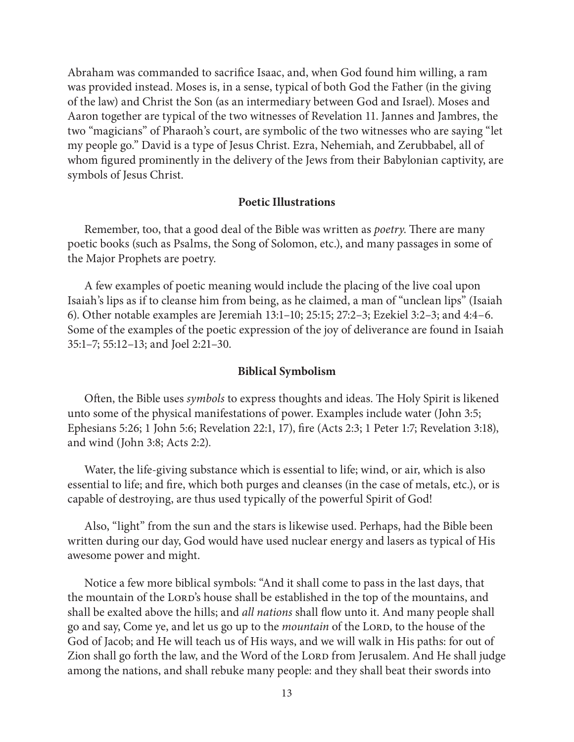Abraham was commanded to sacrifice Isaac, and, when God found him willing, a ram was provided instead. Moses is, in a sense, typical of both God the Father (in the giving of the law) and Christ the Son (as an intermediary between God and Israel). Moses and Aaron together are typical of the two witnesses of Revelation 11. Jannes and Jambres, the two "magicians" of Pharaoh's court, are symbolic of the two witnesses who are saying "let my people go." David is a type of Jesus Christ. Ezra, Nehemiah, and Zerubbabel, all of whom figured prominently in the delivery of the Jews from their Babylonian captivity, are symbols of Jesus Christ.

### Poetic Illustrations

Remember, too, that a good deal of the Bible was written as *poetry*. There are many poetic books (such as Psalms, the Song of Solomon, etc.), and many passages in some of the Major Prophets are poetry.

A few examples of poetic meaning would include the placing of the live coal upon Isaiah's lips as if to cleanse him from being, as he claimed, a man of "unclean lips" (Isaiah 6). Other notable examples are Jeremiah 13:1–10; 25:15; 27:2–3; Ezekiel 3:2–3; and 4:4–6. Some of the examples of the poetic expression of the joy of deliverance are found in Isaiah 35:1–7; 55:12–13; and Joel 2:21–30.

### Biblical Symbolism

Often, the Bible uses *symbols* to express thoughts and ideas. The Holy Spirit is likened unto some of the physical manifestations of power. Examples include water (John 3:5; Ephesians 5:26; 1 John 5:6; Revelation 22:1, 17), fire (Acts 2:3; 1 Peter 1:7; Revelation 3:18), and wind (John 3:8; Acts 2:2).

Water, the life-giving substance which is essential to life; wind, or air, which is also essential to life; and fire, which both purges and cleanses (in the case of metals, etc.), or is capable of destroying, are thus used typically of the powerful Spirit of God!

Also, "light" from the sun and the stars is likewise used. Perhaps, had the Bible been written during our day, God would have used nuclear energy and lasers as typical of His awesome power and might.

Notice a few more biblical symbols: "And it shall come to pass in the last days, that the mountain of the Lord's house shall be established in the top of the mountains, and shall be exalted above the hills; and *all nations* shall flow unto it. And many people shall go and say, Come ye, and let us go up to the *mountain* of the Lord, to the house of the God of Jacob; and He will teach us of His ways, and we will walk in His paths: for out of Zion shall go forth the law, and the Word of the Lord from Jerusalem. And He shall judge among the nations, and shall rebuke many people: and they shall beat their swords into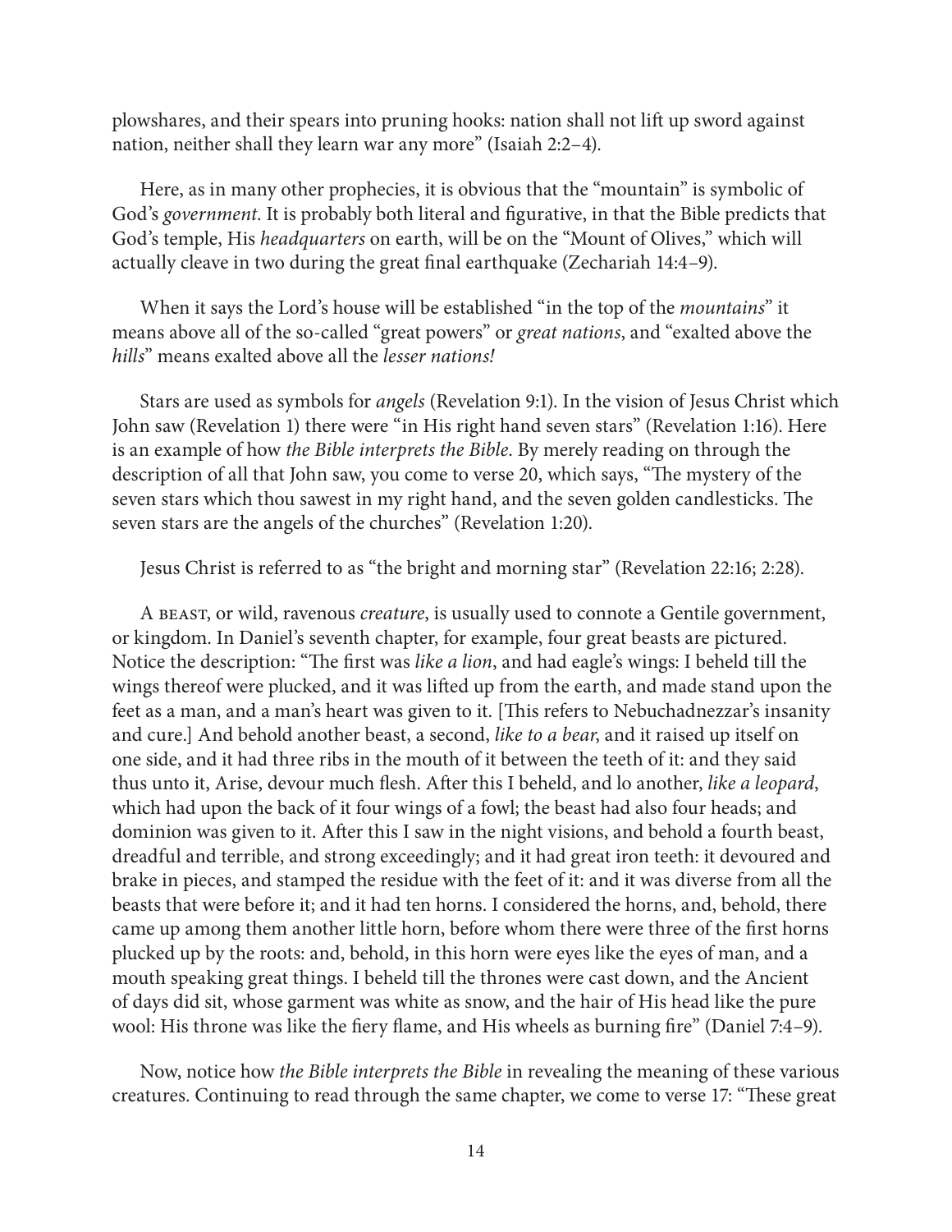plowshares, and their spears into pruning hooks: nation shall not lift up sword against nation, neither shall they learn war any more" (Isaiah 2:2–4).

Here, as in many other prophecies, it is obvious that the "mountain" is symbolic of God's *government*. It is probably both literal and figurative, in that the Bible predicts that God's temple, His *headquarters* on earth, will be on the "Mount of Olives," which will actually cleave in two during the great final earthquake (Zechariah 14:4–9).

When it says the Lord's house will be established "in the top of the *mountains*" it means above all of the so-called "great powers" or *great nations*, and "exalted above the *hills*" means exalted above all the *lesser nations!*

Stars are used as symbols for *angels* (Revelation 9:1). In the vision of Jesus Christ which John saw (Revelation 1) there were "in His right hand seven stars" (Revelation 1:16). Here is an example of how *the Bible interprets the Bible*. By merely reading on through the description of all that John saw, you come to verse 20, which says, "The mystery of the seven stars which thou sawest in my right hand, and the seven golden candlesticks. The seven stars are the angels of the churches" (Revelation 1:20).

Jesus Christ is referred to as "the bright and morning star" (Revelation 22:16; 2:28).

A BEAST, or wild, ravenous *creature*, is usually used to connote a Gentile government, or kingdom. In Daniel's seventh chapter, for example, four great beasts are pictured. Notice the description: "The first was *like a lion*, and had eagle's wings: I beheld till the wings thereof were plucked, and it was lifted up from the earth, and made stand upon the feet as a man, and a man's heart was given to it. [This refers to Nebuchadnezzar's insanity and cure.] And behold another beast, a second, *like to a bear*, and it raised up itself on one side, and it had three ribs in the mouth of it between the teeth of it: and they said thus unto it, Arise, devour much flesh. After this I beheld, and lo another, *like a leopard*, which had upon the back of it four wings of a fowl; the beast had also four heads; and dominion was given to it. After this I saw in the night visions, and behold a fourth beast, dreadful and terrible, and strong exceedingly; and it had great iron teeth: it devoured and brake in pieces, and stamped the residue with the feet of it: and it was diverse from all the beasts that were before it; and it had ten horns. I considered the horns, and, behold, there came up among them another little horn, before whom there were three of the first horns plucked up by the roots: and, behold, in this horn were eyes like the eyes of man, and a mouth speaking great things. I beheld till the thrones were cast down, and the Ancient of days did sit, whose garment was white as snow, and the hair of His head like the pure wool: His throne was like the fiery flame, and His wheels as burning fire" (Daniel 7:4–9).

Now, notice how *the Bible interprets the Bible* in revealing the meaning of these various creatures. Continuing to read through the same chapter, we come to verse 17: "These great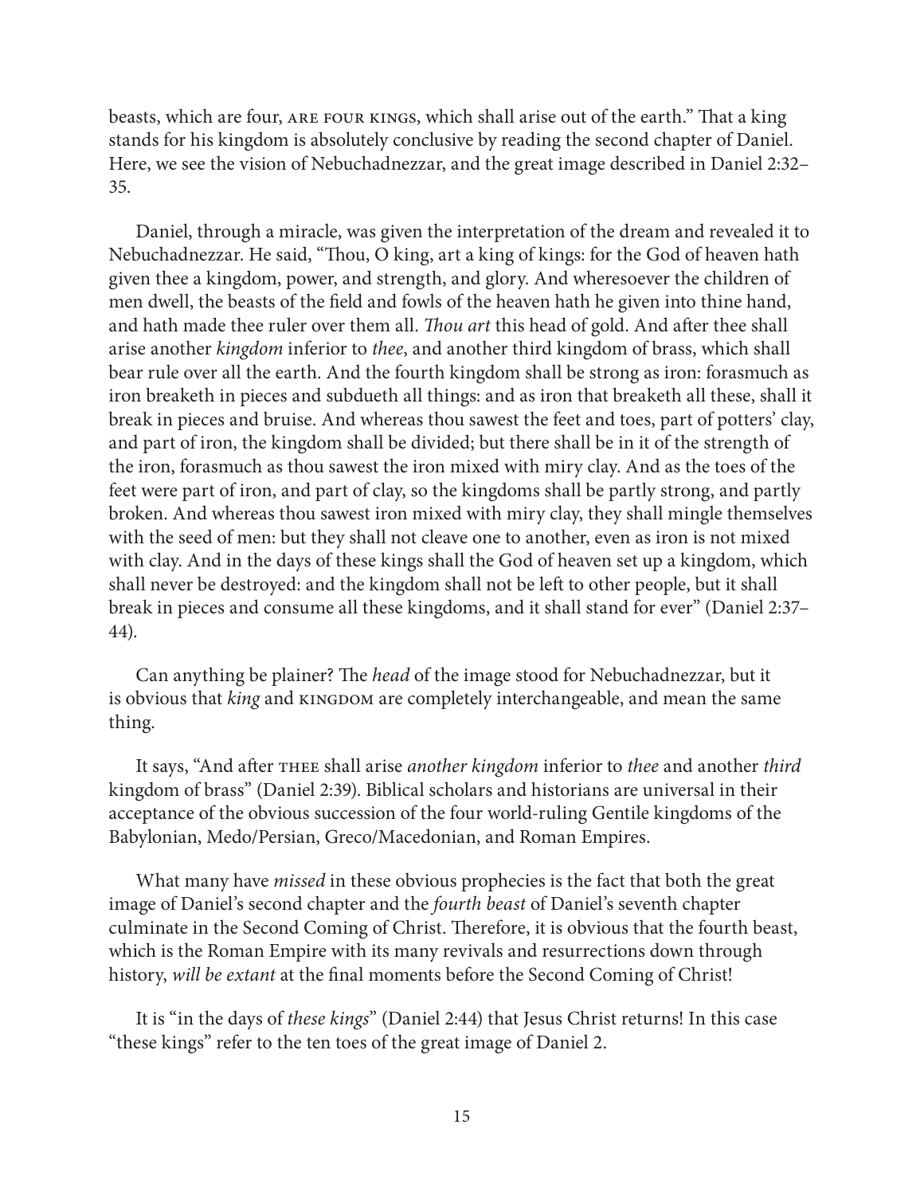beasts, which are four, ARE FOUR KINGS, which shall arise out of the earth." That a king stands for his kingdom is absolutely conclusive by reading the second chapter of Daniel. Here, we see the vision of Nebuchadnezzar, and the great image described in Daniel 2:32–35.

Daniel, through a miracle, was given the interpretation of the dream and revealed it to Nebuchadnezzar. He said, "Thou, O king, art a king of kings: for the God of heaven hath given thee a kingdom, power, and strength, and glory. And wheresoever the children of men dwell, the beasts of the field and fowls of the heaven hath he given into thine hand, and hath made thee ruler over them all. *Thou art* this head of gold. And after thee shall arise another *kingdom* inferior to *thee*, and another third kingdom of brass, which shall bear rule over all the earth. And the fourth kingdom shall be strong as iron: forasmuch as iron breaketh in pieces and subdueth all things: and as iron that breaketh all these, shall it break in pieces and bruise. And whereas thou sawest the feet and toes, part of potters' clay, and part of iron, the kingdom shall be divided; but there shall be in it of the strength of the iron, forasmuch as thou sawest the iron mixed with miry clay. And as the toes of the feet were part of iron, and part of clay, so the kingdoms shall be partly strong, and partly broken. And whereas thou sawest iron mixed with miry clay, they shall mingle themselves with the seed of men: but they shall not cleave one to another, even as iron is not mixed with clay. And in the days of these kings shall the God of heaven set up a kingdom, which shall never be destroyed: and the kingdom shall not be left to other people, but it shall break in pieces and consume all these kingdoms, and it shall stand for ever" (Daniel 2:37–44).

Can anything be plainer? The *head* of the image stood for Nebuchadnezzar, but it is obvious that *king* and KINGDOM are completely interchangeable, and mean the same thing.

It says, "And after THEE shall arise *another kingdom* inferior to *thee* and another *third* kingdom of brass" (Daniel 2:39). Biblical scholars and historians are universal in their acceptance of the obvious succession of the four world-ruling Gentile kingdoms of the Babylonian, Medo/Persian, Greco/Macedonian, and Roman Empires.

What many have *missed* in these obvious prophecies is the fact that both the great image of Daniel's second chapter and the *fourth beast* of Daniel's seventh chapter culminate in the Second Coming of Christ. Therefore, it is obvious that the fourth beast, which is the Roman Empire with its many revivals and resurrections down through history, *will be extant* at the final moments before the Second Coming of Christ!

It is "in the days of *these kings*" (Daniel 2:44) that Jesus Christ returns! In this case "these kings" refer to the ten toes of the great image of Daniel 2.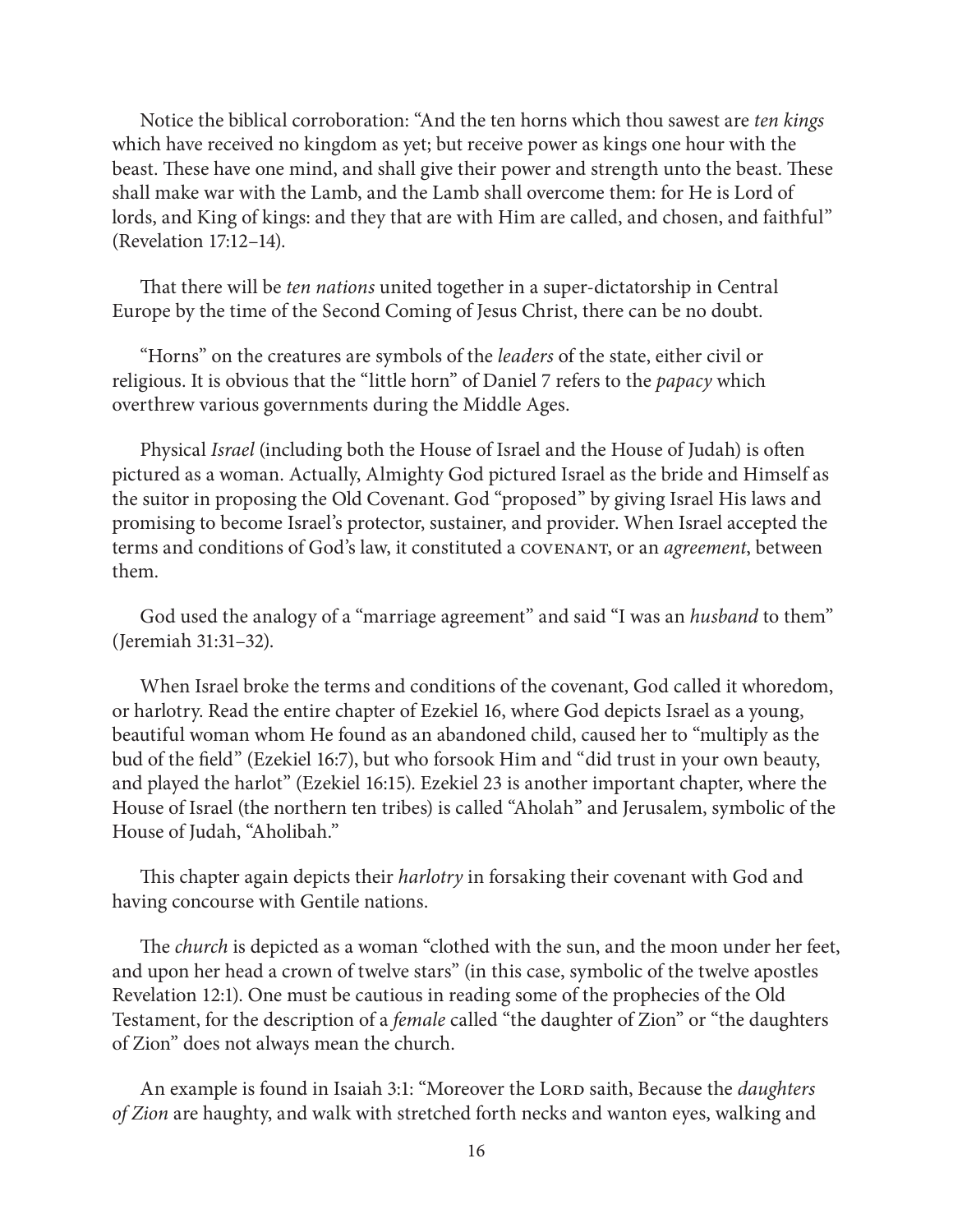Notice the biblical corroboration: "And the ten horns which thou sawest are *ten kings* which have received no kingdom as yet; but receive power as kings one hour with the beast. These have one mind, and shall give their power and strength unto the beast. These shall make war with the Lamb, and the Lamb shall overcome them: for He is Lord of lords, and King of kings: and they that are with Him are called, and chosen, and faithful" (Revelation 17:12–14).

That there will be *ten nations* united together in a super-dictatorship in Central Europe by the time of the Second Coming of Jesus Christ, there can be no doubt.

"Horns" on the creatures are symbols of the *leaders* of the state, either civil or religious. It is obvious that the "little horn" of Daniel 7 refers to the *papacy* which overthrew various governments during the Middle Ages.

Physical *Israel* (including both the House of Israel and the House of Judah) is often pictured as a woman. Actually, Almighty God pictured Israel as the bride and Himself as the suitor in proposing the Old Covenant. God "proposed" by giving Israel His laws and promising to become Israel's protector, sustainer, and provider. When Israel accepted the terms and conditions of God's law, it constituted a COVENANT, or an *agreement*, between them.

God used the analogy of a "marriage agreement" and said "I was an *husband* to them" (Jeremiah 31:31–32).

When Israel broke the terms and conditions of the covenant, God called it whoredom, or harlotry. Read the entire chapter of Ezekiel 16, where God depicts Israel as a young, beautiful woman whom He found as an abandoned child, caused her to "multiply as the bud of the field" (Ezekiel 16:7), but who forsook Him and "did trust in your own beauty, and played the harlot" (Ezekiel 16:15). Ezekiel 23 is another important chapter, where the House of Israel (the northern ten tribes) is called "Aholah" and Jerusalem, symbolic of the House of Judah, "Aholibah."

This chapter again depicts their *harlotry* in forsaking their covenant with God and having concourse with Gentile nations.

The *church* is depicted as a woman "clothed with the sun, and the moon under her feet, and upon her head a crown of twelve stars" (in this case, symbolic of the twelve apostles Revelation 12:1). One must be cautious in reading some of the prophecies of the Old Testament, for the description of a *female* called "the daughter of Zion" or "the daughters of Zion" does not always mean the church.

An example is found in Isaiah 3:1: "Moreover the LORD saith, Because the *daughters of Zion* are haughty, and walk with stretched forth necks and wanton eyes, walking and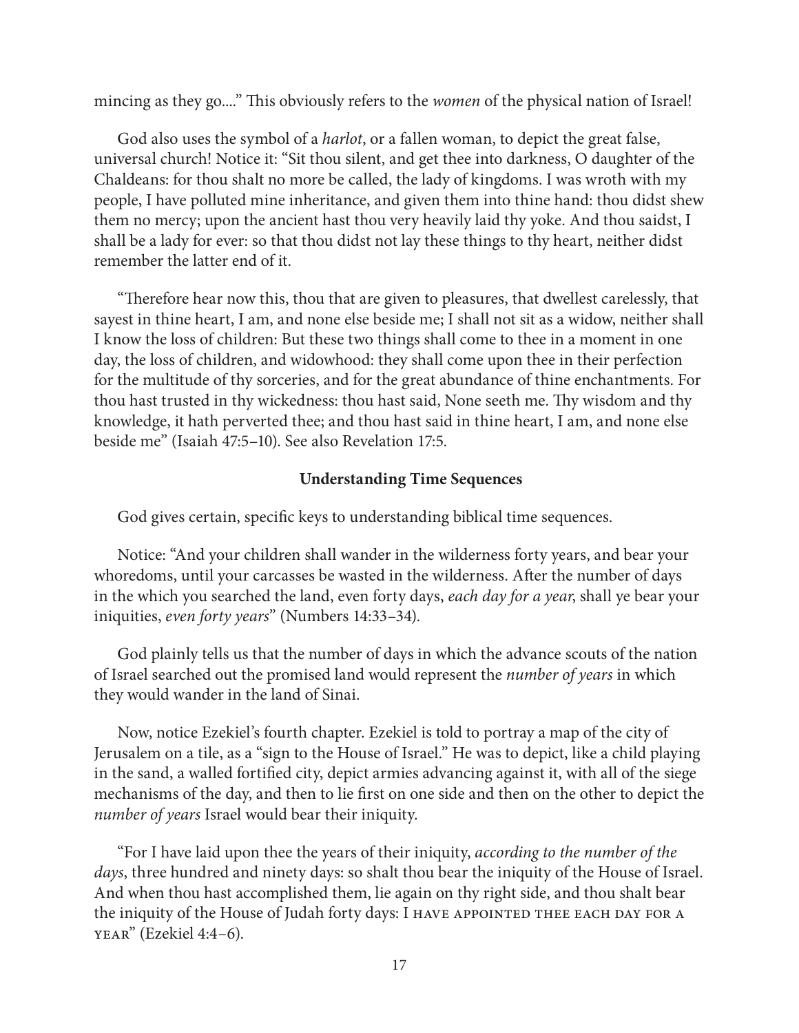mincing as they go...." This obviously refers to the *women* of the physical nation of Israel!

God also uses the symbol of a *harlot*, or a fallen woman, to depict the great false, universal church! Notice it: "Sit thou silent, and get thee into darkness, O daughter of the Chaldeans: for thou shalt no more be called, the lady of kingdoms. I was wroth with my people, I have polluted mine inheritance, and given them into thine hand: thou didst shew them no mercy; upon the ancient hast thou very heavily laid thy yoke. And thou saidst, I shall be a lady for ever: so that thou didst not lay these things to thy heart, neither didst remember the latter end of it.

"Therefore hear now this, thou that are given to pleasures, that dwellest carelessly, that sayest in thine heart, I am, and none else beside me; I shall not sit as a widow, neither shall I know the loss of children: But these two things shall come to thee in a moment in one day, the loss of children, and widowhood: they shall come upon thee in their perfection for the multitude of thy sorceries, and for the great abundance of thine enchantments. For thou hast trusted in thy wickedness: thou hast said, None seeth me. Thy wisdom and thy knowledge, it hath perverted thee; and thou hast said in thine heart, I am, and none else beside me" (Isaiah 47:5–10). See also Revelation 17:5.

**Understanding Time Sequences**

God gives certain, specific keys to understanding biblical time sequences.

Notice: "And your children shall wander in the wilderness forty years, and bear your whoredoms, until your carcasses be wasted in the wilderness. After the number of days in the which you searched the land, even forty days, *each day for a year*, shall ye bear your iniquities, *even forty years*" (Numbers 14:33–34).

God plainly tells us that the number of days in which the advance scouts of the nation of Israel searched out the promised land would represent the *number of years* in which they would wander in the land of Sinai.

Now, notice Ezekiel's fourth chapter. Ezekiel is told to portray a map of the city of Jerusalem on a tile, as a "sign to the House of Israel." He was to depict, like a child playing in the sand, a walled fortified city, depict armies advancing against it, with all of the siege mechanisms of the day, and then to lie first on one side and then on the other to depict the *number of years* Israel would bear their iniquity.

"For I have laid upon thee the years of their iniquity, *according to the number of the days*, three hundred and ninety days: so shalt thou bear the iniquity of the House of Israel. And when thou hast accomplished them, lie again on thy right side, and thou shalt bear the iniquity of the House of Judah forty days: I HAVE APPOINTED THEE EACH DAY FOR A YEAR" (Ezekiel 4:4–6).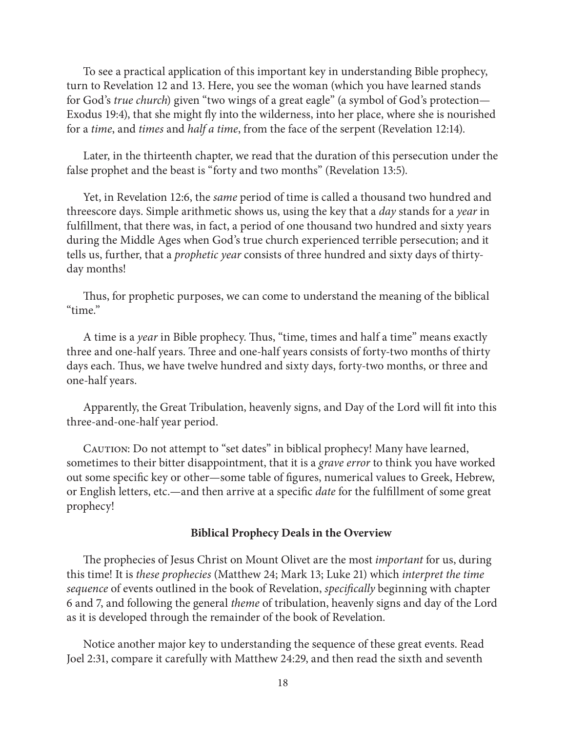To see a practical application of this important key in understanding Bible prophecy, turn to Revelation 12 and 13. Here, you see the woman (which you have learned stands for God's *true church*) given "two wings of a great eagle" (a symbol of God's protection—Exodus 19:4), that she might fly into the wilderness, into her place, where she is nourished for a *time*, and *times* and *half a time*, from the face of the serpent (Revelation 12:14).

Later, in the thirteenth chapter, we read that the duration of this persecution under the false prophet and the beast is "forty and two months" (Revelation 13:5).

Yet, in Revelation 12:6, the *same* period of time is called a thousand two hundred and threescore days. Simple arithmetic shows us, using the key that a *day* stands for a *year* in fulfillment, that there was, in fact, a period of one thousand two hundred and sixty years during the Middle Ages when God's true church experienced terrible persecution; and it tells us, further, that a *prophetic year* consists of three hundred and sixty days of thirty-day months!

Thus, for prophetic purposes, we can come to understand the meaning of the biblical "time."

A time is a *year* in Bible prophecy. Thus, "time, times and half a time" means exactly three and one-half years. Three and one-half years consists of forty-two months of thirty days each. Thus, we have twelve hundred and sixty days, forty-two months, or three and one-half years.

Apparently, the Great Tribulation, heavenly signs, and Day of the Lord will fit into this three-and-one-half year period.

Caution: Do not attempt to "set dates" in biblical prophecy! Many have learned, sometimes to their bitter disappointment, that it is a *grave error* to think you have worked out some specific key or other—some table of figures, numerical values to Greek, Hebrew, or English letters, etc.—and then arrive at a specific *date* for the fulfillment of some great prophecy!

**Biblical Prophecy Deals in the Overview**

The prophecies of Jesus Christ on Mount Olivet are the most *important* for us, during this time! It is *these prophecies* (Matthew 24; Mark 13; Luke 21) which *interpret the time sequence* of events outlined in the book of Revelation, *specifically* beginning with chapter 6 and 7, and following the general *theme* of tribulation, heavenly signs and day of the Lord as it is developed through the remainder of the book of Revelation.

Notice another major key to understanding the sequence of these great events. Read Joel 2:31, compare it carefully with Matthew 24:29, and then read the sixth and seventh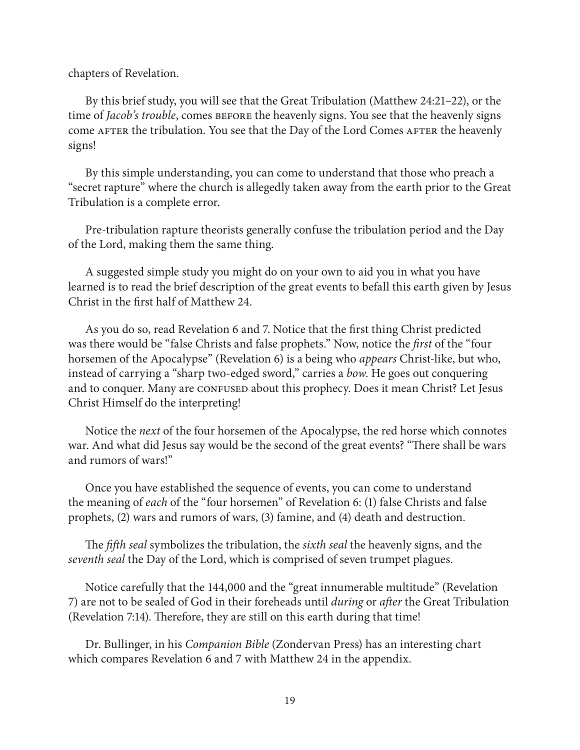chapters of Revelation.

By this brief study, you will see that the Great Tribulation (Matthew 24:21–22), or the time of *Jacob's trouble*, comes BEFORE the heavenly signs. You see that the heavenly signs come AFTER the tribulation. You see that the Day of the Lord Comes AFTER the heavenly signs!

By this simple understanding, you can come to understand that those who preach a "secret rapture" where the church is allegedly taken away from the earth prior to the Great Tribulation is a complete error.

Pre-tribulation rapture theorists generally confuse the tribulation period and the Day of the Lord, making them the same thing.

A suggested simple study you might do on your own to aid you in what you have learned is to read the brief description of the great events to befall this earth given by Jesus Christ in the first half of Matthew 24.

As you do so, read Revelation 6 and 7. Notice that the first thing Christ predicted was there would be "false Christs and false prophets." Now, notice the *first* of the "four horsemen of the Apocalypse" (Revelation 6) is a being who *appears* Christ-like, but who, instead of carrying a "sharp two-edged sword," carries a *bow*. He goes out conquering and to conquer. Many are CONFUSED about this prophecy. Does it mean Christ? Let Jesus Christ Himself do the interpreting!

Notice the *next* of the four horsemen of the Apocalypse, the red horse which connotes war. And what did Jesus say would be the second of the great events? "There shall be wars and rumors of wars!"

Once you have established the sequence of events, you can come to understand the meaning of *each* of the "four horsemen" of Revelation 6: (1) false Christs and false prophets, (2) wars and rumors of wars, (3) famine, and (4) death and destruction.

The *fifth seal* symbolizes the tribulation, the *sixth seal* the heavenly signs, and the *seventh seal* the Day of the Lord, which is comprised of seven trumpet plagues.

Notice carefully that the 144,000 and the "great innumerable multitude" (Revelation 7) are not to be sealed of God in their foreheads until *during* or *after* the Great Tribulation (Revelation 7:14). Therefore, they are still on this earth during that time!

Dr. Bullinger, in his *Companion Bible* (Zondervan Press) has an interesting chart which compares Revelation 6 and 7 with Matthew 24 in the appendix.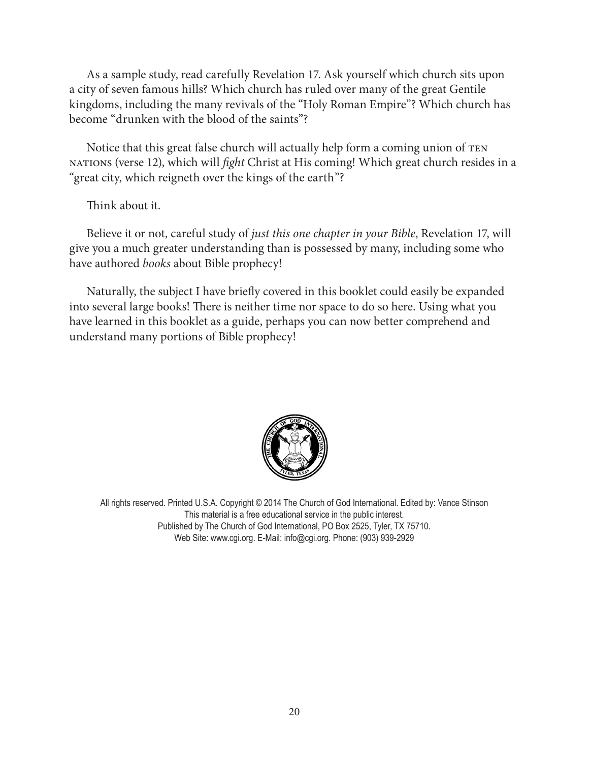As a sample study, read carefully Revelation 17. Ask yourself which church sits upon a city of seven famous hills? Which church has ruled over many of the great Gentile kingdoms, including the many revivals of the "Holy Roman Empire"? Which church has become "drunken with the blood of the saints"?

Notice that this great false church will actually help form a coming union of TEN NATIONS (verse 12), which will *fight* Christ at His coming! Which great church resides in a "great city, which reigneth over the kings of the earth"?

Think about it.

Believe it or not, careful study of *just this one chapter in your Bible*, Revelation 17, will give you a much greater understanding than is possessed by many, including some who have authored *books* about Bible prophecy!

Naturally, the subject I have briefly covered in this booklet could easily be expanded into several large books! There is neither time nor space to do so here. Using what you have learned in this booklet as a guide, perhaps you can now better comprehend and understand many portions of Bible prophecy!

THE CHURCH OF GOD INTERNATIONAL
TYLER, TEXAS

All rights reserved. Printed U.S.A. Copyright © 2014 The Church of God International. Edited by: Vance Stinson
This material is a free educational service in the public interest.
Published by The Church of God International, PO Box 2525, Tyler, TX 75710.
Web Site: www.cgi.org. E-Mail: info@cgi.org. Phone: (903) 939-2929